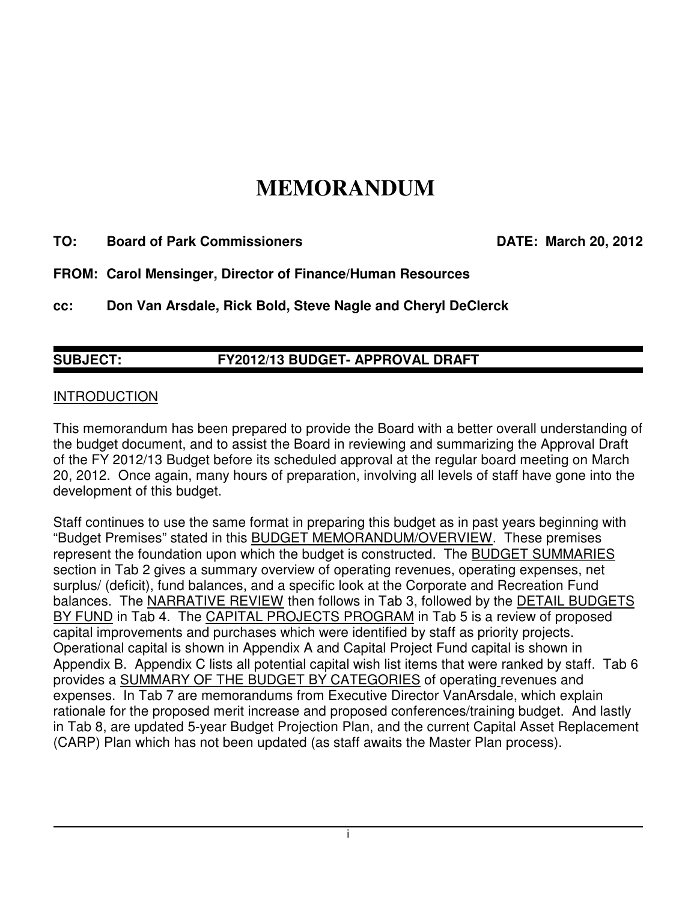# MEMORANDUM

**TO: Board of Park Commissioners** **DATE: March 20, 2012**

**FROM: Carol Mensinger, Director of Finance/Human Resources**

**cc: Don Van Arsdale, Rick Bold, Steve Nagle and Cheryl DeClerck**

---

**SUBJECT: FY2012/13 BUDGET- APPROVAL DRAFT**

---

INTRODUCTION

This memorandum has been prepared to provide the Board with a better overall understanding of the budget document, and to assist the Board in reviewing and summarizing the Approval Draft of the FY 2012/13 Budget before its scheduled approval at the regular board meeting on March 20, 2012. Once again, many hours of preparation, involving all levels of staff have gone into the development of this budget.

Staff continues to use the same format in preparing this budget as in past years beginning with "Budget Premises" stated in this BUDGET MEMORANDUM/OVERVIEW. These premises represent the foundation upon which the budget is constructed. The BUDGET SUMMARIES section in Tab 2 gives a summary overview of operating revenues, operating expenses, net surplus/ (deficit), fund balances, and a specific look at the Corporate and Recreation Fund balances. The NARRATIVE REVIEW then follows in Tab 3, followed by the DETAIL BUDGETS BY FUND in Tab 4. The CAPITAL PROJECTS PROGRAM in Tab 5 is a review of proposed capital improvements and purchases which were identified by staff as priority projects. Operational capital is shown in Appendix A and Capital Project Fund capital is shown in Appendix B. Appendix C lists all potential capital wish list items that were ranked by staff. Tab 6 provides a SUMMARY OF THE BUDGET BY CATEGORIES of operating revenues and expenses. In Tab 7 are memorandums from Executive Director VanArsdale, which explain rationale for the proposed merit increase and proposed conferences/training budget. And lastly in Tab 8, are updated 5-year Budget Projection Plan, and the current Capital Asset Replacement (CARP) Plan which has not been updated (as staff awaits the Master Plan process).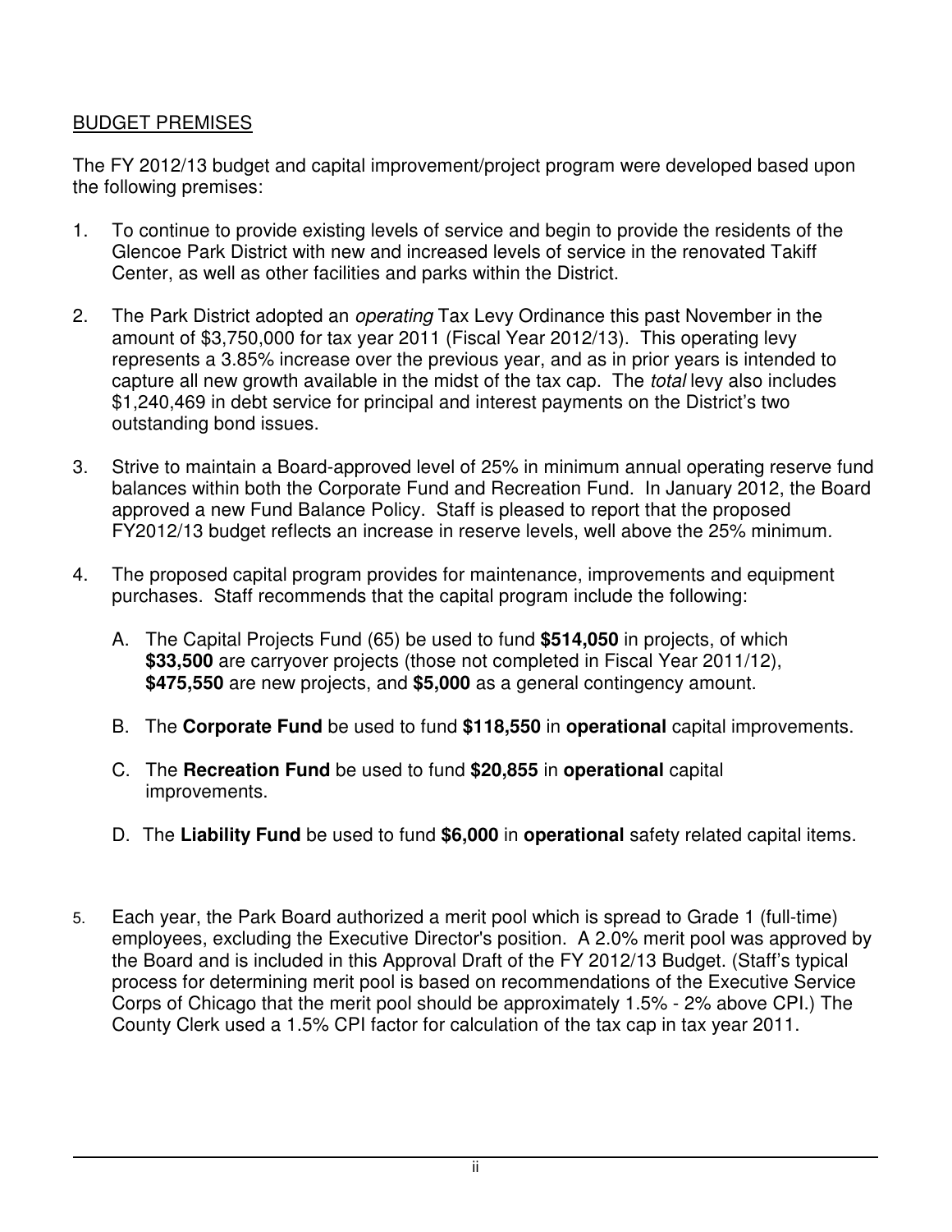## BUDGET PREMISES

The FY 2012/13 budget and capital improvement/project program were developed based upon the following premises:

1. To continue to provide existing levels of service and begin to provide the residents of the Glencoe Park District with new and increased levels of service in the renovated Takiff Center, as well as other facilities and parks within the District.

2. The Park District adopted an *operating* Tax Levy Ordinance this past November in the amount of $3,750,000 for tax year 2011 (Fiscal Year 2012/13). This operating levy represents a 3.85% increase over the previous year, and as in prior years is intended to capture all new growth available in the midst of the tax cap. The *total* levy also includes $1,240,469 in debt service for principal and interest payments on the District's two outstanding bond issues.

3. Strive to maintain a Board-approved level of 25% in minimum annual operating reserve fund balances within both the Corporate Fund and Recreation Fund. In January 2012, the Board approved a new Fund Balance Policy. Staff is pleased to report that the proposed FY2012/13 budget reflects an increase in reserve levels, well above the 25% minimum.

4. The proposed capital program provides for maintenance, improvements and equipment purchases. Staff recommends that the capital program include the following:

   A. The Capital Projects Fund (65) be used to fund **$514,050** in projects, of which **$33,500** are carryover projects (those not completed in Fiscal Year 2011/12), **$475,550** are new projects, and **$5,000** as a general contingency amount.

   B. The **Corporate Fund** be used to fund **$118,550** in **operational** capital improvements.

   C. The **Recreation Fund** be used to fund **$20,855** in **operational** capital improvements.

   D. The **Liability Fund** be used to fund **$6,000** in **operational** safety related capital items.

5. Each year, the Park Board authorized a merit pool which is spread to Grade 1 (full-time) employees, excluding the Executive Director's position. A 2.0% merit pool was approved by the Board and is included in this Approval Draft of the FY 2012/13 Budget. (Staff's typical process for determining merit pool is based on recommendations of the Executive Service Corps of Chicago that the merit pool should be approximately 1.5% - 2% above CPI.) The County Clerk used a 1.5% CPI factor for calculation of the tax cap in tax year 2011.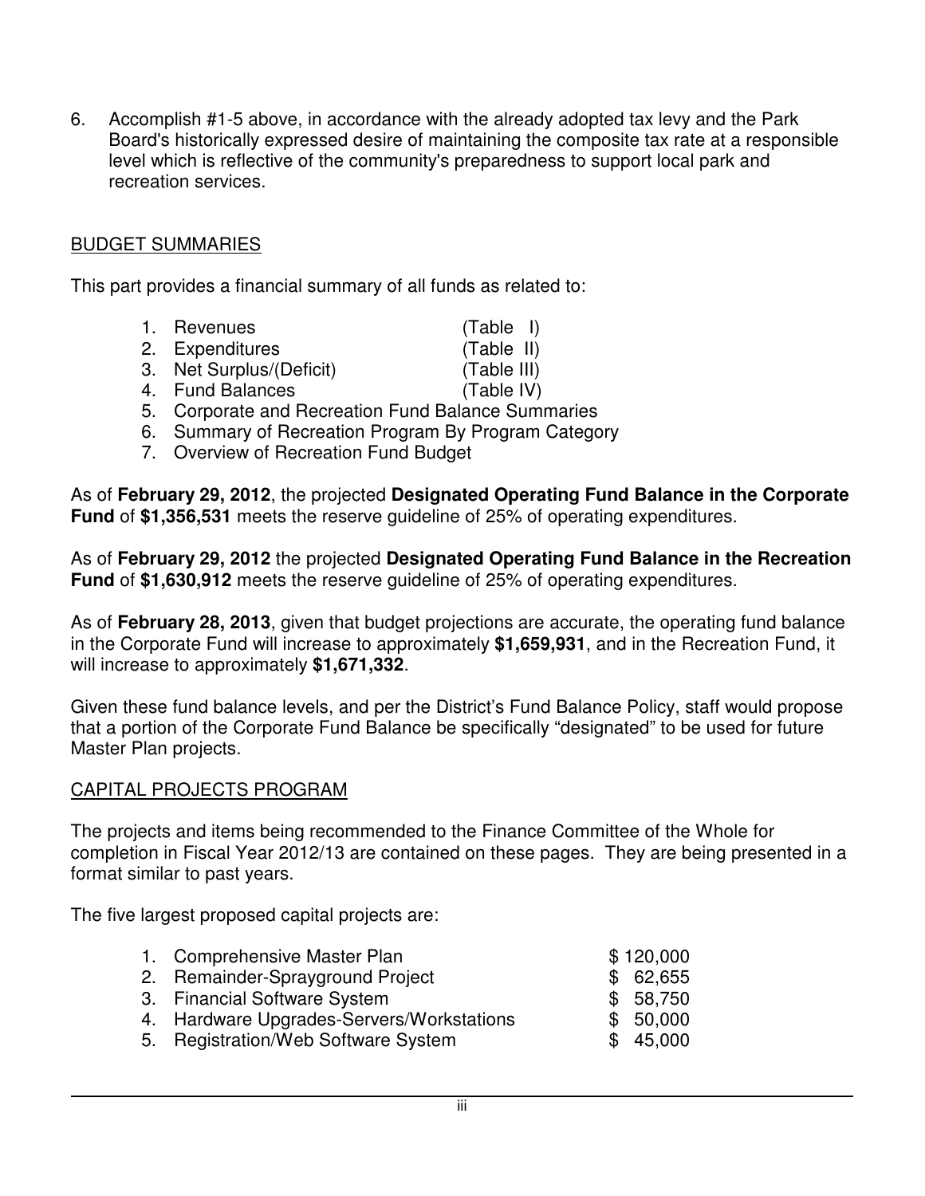6. Accomplish #1-5 above, in accordance with the already adopted tax levy and the Park Board's historically expressed desire of maintaining the composite tax rate at a responsible level which is reflective of the community's preparedness to support local park and recreation services.

## BUDGET SUMMARIES

This part provides a financial summary of all funds as related to:

1. Revenues (Table I)
2. Expenditures (Table II)
3. Net Surplus/(Deficit) (Table III)
4. Fund Balances (Table IV)
5. Corporate and Recreation Fund Balance Summaries
6. Summary of Recreation Program By Program Category
7. Overview of Recreation Fund Budget

As of **February 29, 2012**, the projected **Designated Operating Fund Balance in the Corporate Fund** of **$1,356,531** meets the reserve guideline of 25% of operating expenditures.

As of **February 29, 2012** the projected **Designated Operating Fund Balance in the Recreation Fund** of **$1,630,912** meets the reserve guideline of 25% of operating expenditures.

As of **February 28, 2013**, given that budget projections are accurate, the operating fund balance in the Corporate Fund will increase to approximately **$1,659,931**, and in the Recreation Fund, it will increase to approximately **$1,671,332**.

Given these fund balance levels, and per the District's Fund Balance Policy, staff would propose that a portion of the Corporate Fund Balance be specifically "designated" to be used for future Master Plan projects.

## CAPITAL PROJECTS PROGRAM

The projects and items being recommended to the Finance Committee of the Whole for completion in Fiscal Year 2012/13 are contained on these pages. They are being presented in a format similar to past years.

The five largest proposed capital projects are:

1. Comprehensive Master Plan $ 120,000
2. Remainder-Sprayground Project $ 62,655
3. Financial Software System $ 58,750
4. Hardware Upgrades-Servers/Workstations $ 50,000
5. Registration/Web Software System $ 45,000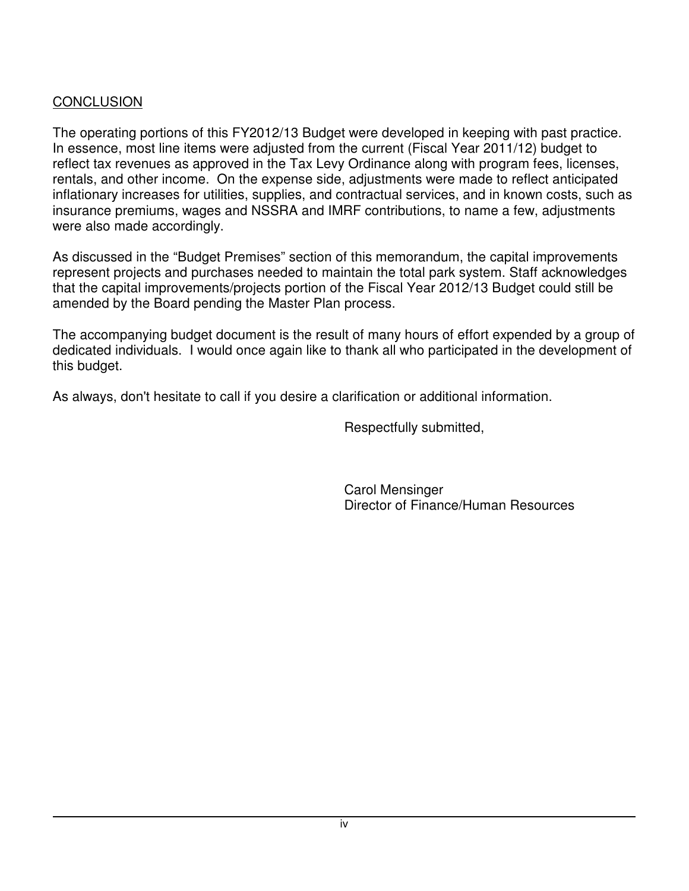## CONCLUSION

The operating portions of this FY2012/13 Budget were developed in keeping with past practice. In essence, most line items were adjusted from the current (Fiscal Year 2011/12) budget to reflect tax revenues as approved in the Tax Levy Ordinance along with program fees, licenses, rentals, and other income. On the expense side, adjustments were made to reflect anticipated inflationary increases for utilities, supplies, and contractual services, and in known costs, such as insurance premiums, wages and NSSRA and IMRF contributions, to name a few, adjustments were also made accordingly.

As discussed in the "Budget Premises" section of this memorandum, the capital improvements represent projects and purchases needed to maintain the total park system. Staff acknowledges that the capital improvements/projects portion of the Fiscal Year 2012/13 Budget could still be amended by the Board pending the Master Plan process.

The accompanying budget document is the result of many hours of effort expended by a group of dedicated individuals. I would once again like to thank all who participated in the development of this budget.

As always, don't hesitate to call if you desire a clarification or additional information.

Respectfully submitted,

Carol Mensinger
Director of Finance/Human Resources